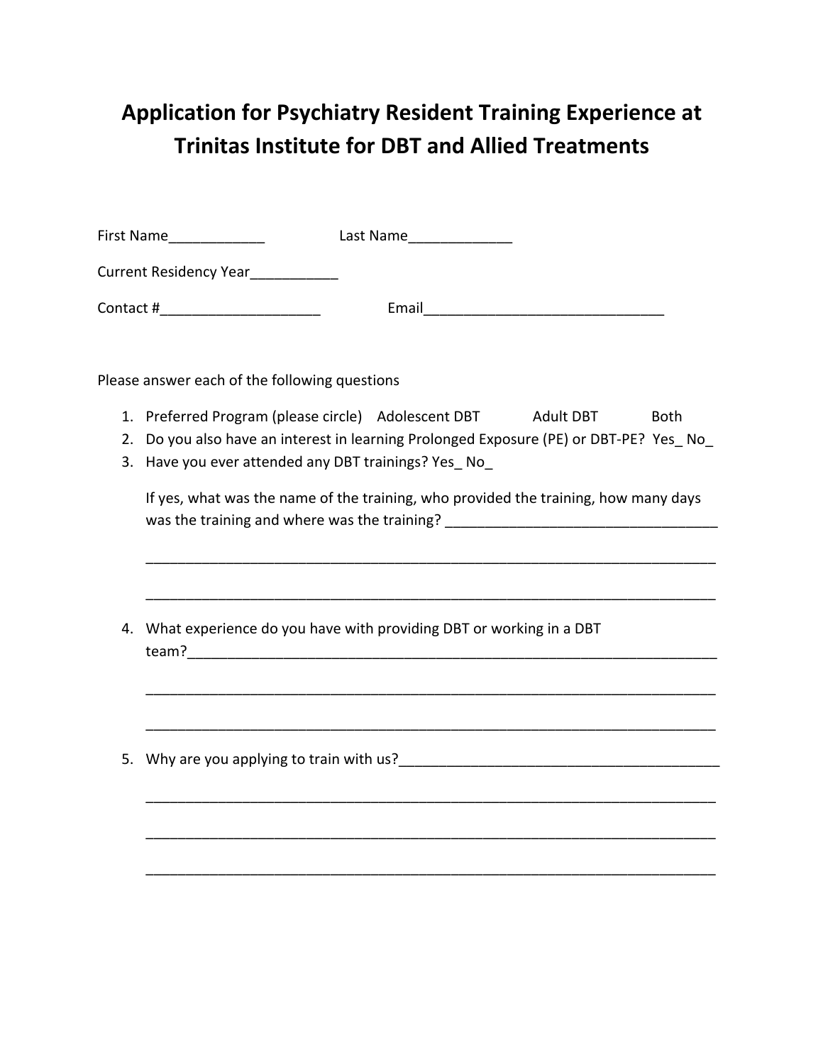# Application for Psychiatry Resident Training Experience at Trinitas Institute for DBT and Allied Treatments

First Name____________ Last Name_____________

Current Residency Year___________

Contact #____________________ Email______________________________

Please answer each of the following questions

1. Preferred Program (please circle) Adolescent DBT Adult DBT Both
2. Do you also have an interest in learning Prolonged Exposure (PE) or DBT-PE? Yes_ No_
3. Have you ever attended any DBT trainings? Yes_ No_

   If yes, what was the name of the training, who provided the training, how many days was the training and where was the training? __________________________________

   ________________________________________________________________________

   ________________________________________________________________________

4. What experience do you have with providing DBT or working in a DBT team?____________________________________________________________________

   ________________________________________________________________________

   ________________________________________________________________________

5. Why are you applying to train with us?_________________________________________

   ________________________________________________________________________

   ________________________________________________________________________

   ________________________________________________________________________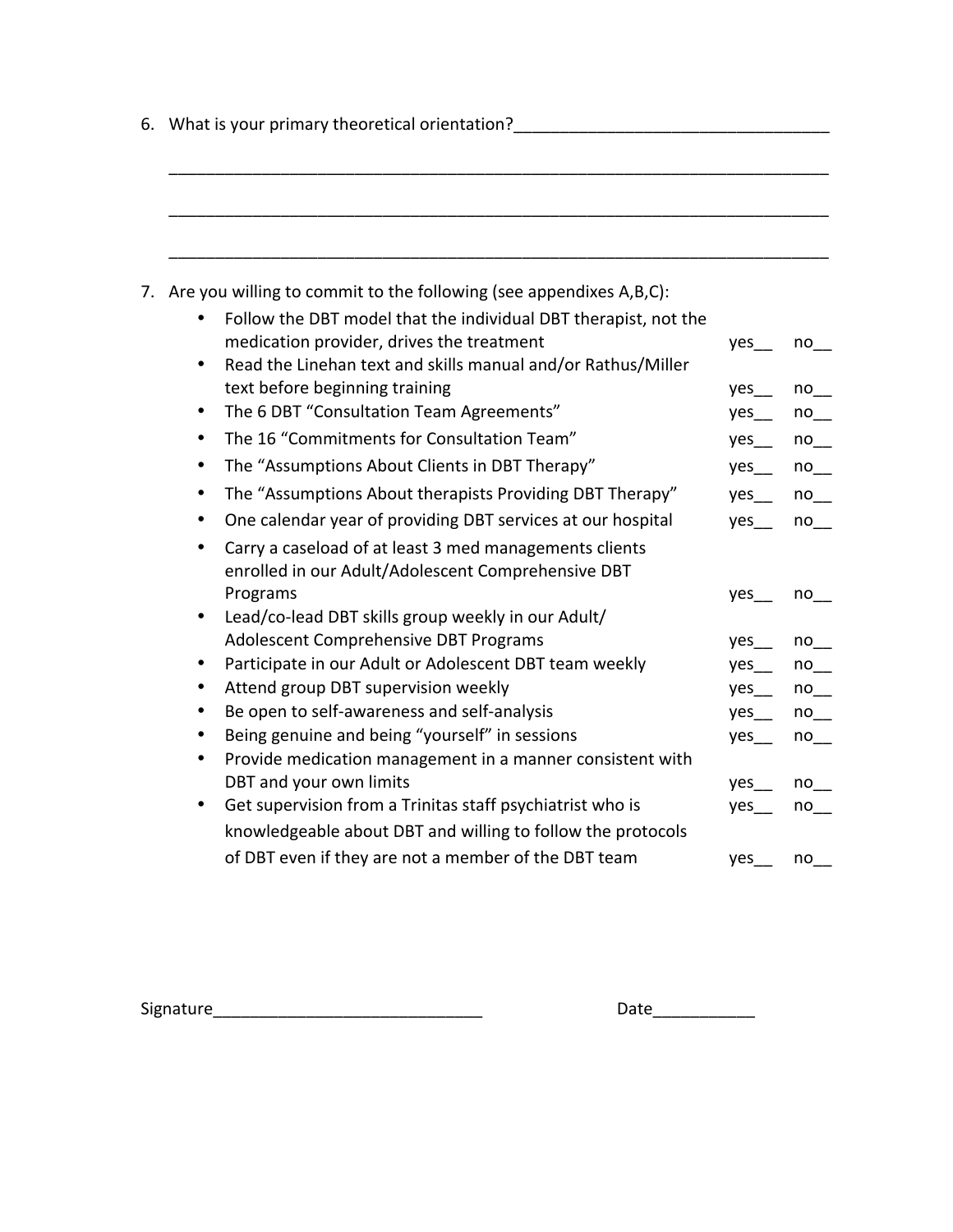6. What is your primary theoretical orientation?\_\_\_\_\_\_\_\_\_\_\_\_\_\_\_\_\_\_\_\_\_\_\_\_\_\_\_\_\_\_\_\_\_\_

   \_\_\_\_\_\_\_\_\_\_\_\_\_\_\_\_\_\_\_\_\_\_\_\_\_\_\_\_\_\_\_\_\_\_\_\_\_\_\_\_\_\_\_\_\_\_\_\_\_\_\_\_\_\_\_\_\_\_\_\_\_\_\_\_\_\_\_\_\_\_\_

   \_\_\_\_\_\_\_\_\_\_\_\_\_\_\_\_\_\_\_\_\_\_\_\_\_\_\_\_\_\_\_\_\_\_\_\_\_\_\_\_\_\_\_\_\_\_\_\_\_\_\_\_\_\_\_\_\_\_\_\_\_\_\_\_\_\_\_\_\_\_\_

   \_\_\_\_\_\_\_\_\_\_\_\_\_\_\_\_\_\_\_\_\_\_\_\_\_\_\_\_\_\_\_\_\_\_\_\_\_\_\_\_\_\_\_\_\_\_\_\_\_\_\_\_\_\_\_\_\_\_\_\_\_\_\_\_\_\_\_\_\_\_\_

7. Are you willing to commit to the following (see appendixes A,B,C):
   - Follow the DBT model that the individual DBT therapist, not the medication provider, drives the treatment yes\_\_ no\_\_
   - Read the Linehan text and skills manual and/or Rathus/Miller text before beginning training yes\_\_ no\_\_
   - The 6 DBT "Consultation Team Agreements" yes\_\_ no\_\_
   - The 16 "Commitments for Consultation Team" yes\_\_ no\_\_
   - The "Assumptions About Clients in DBT Therapy" yes\_\_ no\_\_
   - The "Assumptions About therapists Providing DBT Therapy" yes\_\_ no\_\_
   - One calendar year of providing DBT services at our hospital yes\_\_ no\_\_
   - Carry a caseload of at least 3 med managements clients enrolled in our Adult/Adolescent Comprehensive DBT Programs yes\_\_ no\_\_
   - Lead/co-lead DBT skills group weekly in our Adult/ Adolescent Comprehensive DBT Programs yes\_\_ no\_\_
   - Participate in our Adult or Adolescent DBT team weekly yes\_\_ no\_\_
   - Attend group DBT supervision weekly yes\_\_ no\_\_
   - Be open to self-awareness and self-analysis yes\_\_ no\_\_
   - Being genuine and being "yourself" in sessions yes\_\_ no\_\_
   - Provide medication management in a manner consistent with DBT and your own limits yes\_\_ no\_\_
   - Get supervision from a Trinitas staff psychiatrist who is yes\_\_ no\_\_ knowledgeable about DBT and willing to follow the protocols of DBT even if they are not a member of the DBT team yes\_\_ no\_\_

Signature\_\_\_\_\_\_\_\_\_\_\_\_\_\_\_\_\_\_\_\_\_\_\_\_\_\_\_\_\_\_ Date\_\_\_\_\_\_\_\_\_\_\_